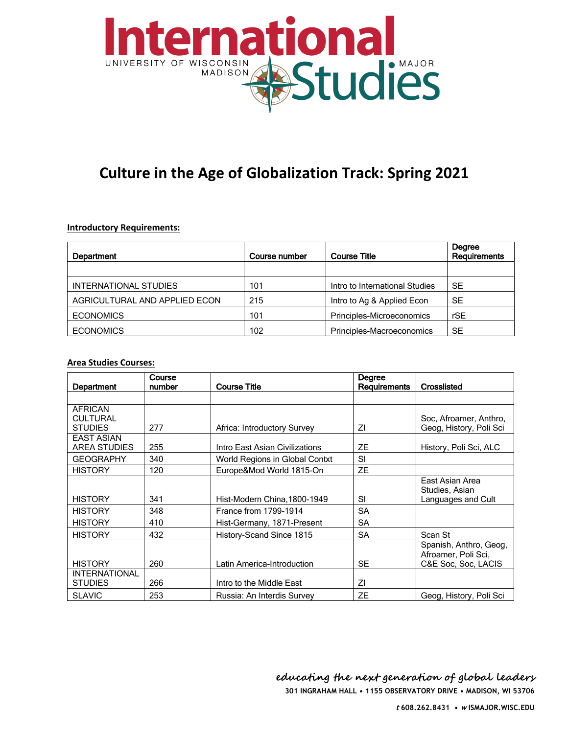# International Studies

UNIVERSITY OF WISCONSIN MADISON • MAJOR

## Culture in the Age of Globalization Track: Spring 2021

**Introductory Requirements:**

| Department | Course number | Course Title | Degree Requirements |
|---|---|---|---|
| | | | |
| INTERNATIONAL STUDIES | 101 | Intro to International Studies | SE |
| AGRICULTURAL AND APPLIED ECON | 215 | Intro to Ag & Applied Econ | SE |
| ECONOMICS | 101 | Principles-Microeconomics | rSE |
| ECONOMICS | 102 | Principles-Macroeconomics | SE |

**Area Studies Courses:**

| Department | Course number | Course Title | Degree Requirements | Crosslisted |
|---|---|---|---|---|
| | | | | |
| AFRICAN CULTURAL STUDIES | 277 | Africa: Introductory Survey | ZI | Soc, Afroamer, Anthro, Geog, History, Poli Sci |
| EAST ASIAN AREA STUDIES | 255 | Intro East Asian Civilizations | ZE | History, Poli Sci, ALC |
| GEOGRAPHY | 340 | World Regions in Global Contxt | SI | |
| HISTORY | 120 | Europe&Mod World 1815-On | ZE | |
| HISTORY | 341 | Hist-Modern China,1800-1949 | SI | East Asian Area Studies, Asian Languages and Cult |
| HISTORY | 348 | France from 1799-1914 | SA | |
| HISTORY | 410 | Hist-Germany, 1871-Present | SA | |
| HISTORY | 432 | History-Scand Since 1815 | SA | Scan St |
| HISTORY | 260 | Latin America-Introduction | SE | Spanish, Anthro, Geog, Afroamer, Poli Sci, C&E Soc, Soc, LACIS |
| INTERNATIONAL STUDIES | 266 | Intro to the Middle East | ZI | |
| SLAVIC | 253 | Russia: An Interdis Survey | ZE | Geog, History, Poli Sci |

*educating the next generation of global leaders*

**301 INGRAHAM HALL • 1155 OBSERVATORY DRIVE • MADISON, WI 53706**

***t*** **608.262.8431 •** ***w*** **ISMAJOR.WISC.EDU**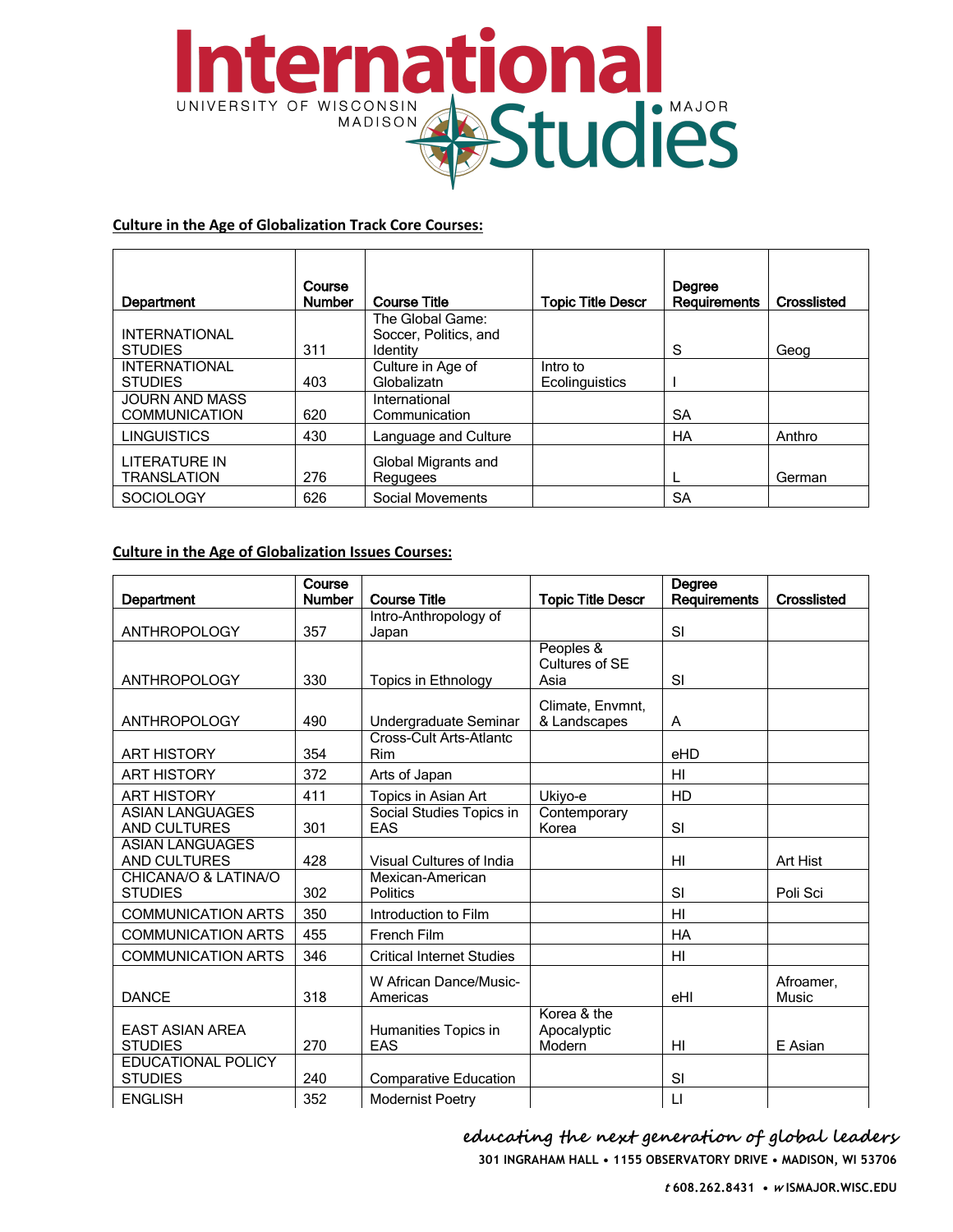# International Studies

UNIVERSITY OF WISCONSIN MADISON MAJOR

**Culture in the Age of Globalization Track Core Courses:**

| Department | Course Number | Course Title | Topic Title Descr | Degree Requirements | Crosslisted |
|---|---|---|---|---|---|
| INTERNATIONAL STUDIES | 311 | The Global Game: Soccer, Politics, and Identity | | S | Geog |
| INTERNATIONAL STUDIES | 403 | Culture in Age of Globalizatn | Intro to Ecolinguistics | I | |
| JOURN AND MASS COMMUNICATION | 620 | International Communication | | SA | |
| LINGUISTICS | 430 | Language and Culture | | HA | Anthro |
| LITERATURE IN TRANSLATION | 276 | Global Migrants and Regugees | | L | German |
| SOCIOLOGY | 626 | Social Movements | | SA | |

**Culture in the Age of Globalization Issues Courses:**

| Department | Course Number | Course Title | Topic Title Descr | Degree Requirements | Crosslisted |
|---|---|---|---|---|---|
| ANTHROPOLOGY | 357 | Intro-Anthropology of Japan | | SI | |
| ANTHROPOLOGY | 330 | Topics in Ethnology | Peoples & Cultures of SE Asia | SI | |
| ANTHROPOLOGY | 490 | Undergraduate Seminar | Climate, Envmnt, & Landscapes | A | |
| ART HISTORY | 354 | Cross-Cult Arts-Atlantc Rim | | eHD | |
| ART HISTORY | 372 | Arts of Japan | | HI | |
| ART HISTORY | 411 | Topics in Asian Art | Ukiyo-e | HD | |
| ASIAN LANGUAGES AND CULTURES | 301 | Social Studies Topics in EAS | Contemporary Korea | SI | |
| ASIAN LANGUAGES AND CULTURES | 428 | Visual Cultures of India | | HI | Art Hist |
| CHICANA/O & LATINA/O STUDIES | 302 | Mexican-American Politics | | SI | Poli Sci |
| COMMUNICATION ARTS | 350 | Introduction to Film | | HI | |
| COMMUNICATION ARTS | 455 | French Film | | HA | |
| COMMUNICATION ARTS | 346 | Critical Internet Studies | | HI | |
| DANCE | 318 | W African Dance/Music-Americas | | eHI | Afroamer, Music |
| EAST ASIAN AREA STUDIES | 270 | Humanities Topics in EAS | Korea & the Apocalyptic Modern | HI | E Asian |
| EDUCATIONAL POLICY STUDIES | 240 | Comparative Education | | SI | |
| ENGLISH | 352 | Modernist Poetry | | LI | |

*educating the next generation of global leaders*

301 INGRAHAM HALL • 1155 OBSERVATORY DRIVE • MADISON, WI 53706

*t* 608.262.8431 • *w* ISMAJOR.WISC.EDU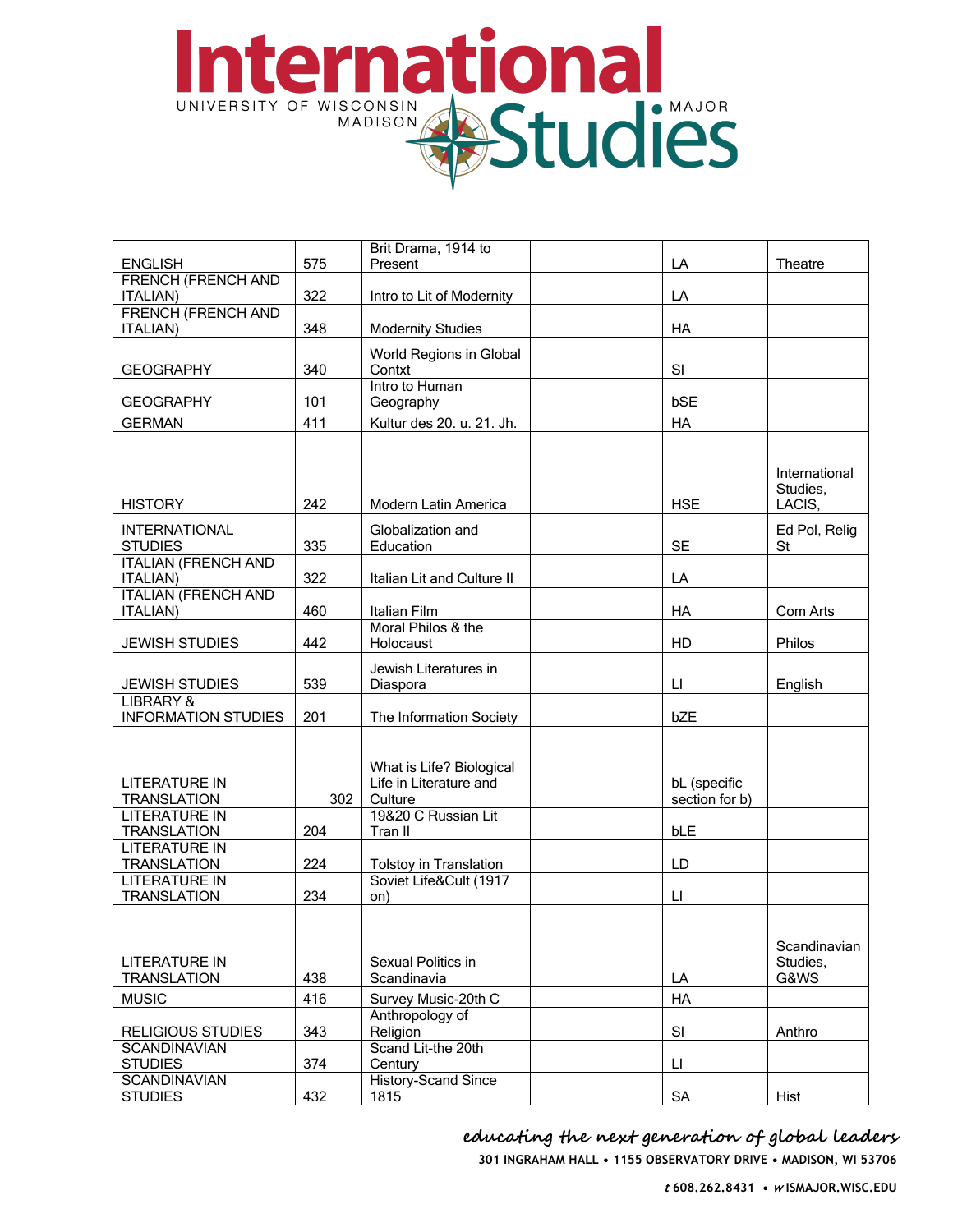| | | | | | |
|---|---|---|---|---|---|
| ENGLISH | 575 | Brit Drama, 1914 to Present | | LA | Theatre |
| FRENCH (FRENCH AND ITALIAN) | 322 | Intro to Lit of Modernity | | LA | |
| FRENCH (FRENCH AND ITALIAN) | 348 | Modernity Studies | | HA | |
| GEOGRAPHY | 340 | World Regions in Global Contxt | | SI | |
| GEOGRAPHY | 101 | Intro to Human Geography | | bSE | |
| GERMAN | 411 | Kultur des 20. u. 21. Jh. | | HA | |
| HISTORY | 242 | Modern Latin America | | HSE | International Studies, LACIS, |
| INTERNATIONAL STUDIES | 335 | Globalization and Education | | SE | Ed Pol, Relig St |
| ITALIAN (FRENCH AND ITALIAN) | 322 | Italian Lit and Culture II | | LA | |
| ITALIAN (FRENCH AND ITALIAN) | 460 | Italian Film | | HA | Com Arts |
| JEWISH STUDIES | 442 | Moral Philos & the Holocaust | | HD | Philos |
| JEWISH STUDIES | 539 | Jewish Literatures in Diaspora | | LI | English |
| LIBRARY & INFORMATION STUDIES | 201 | The Information Society | | bZE | |
| LITERATURE IN TRANSLATION | 302 | What is Life? Biological Life in Literature and Culture | | bL (specific section for b) | |
| LITERATURE IN TRANSLATION | 204 | 19&20 C Russian Lit Tran II | | bLE | |
| LITERATURE IN TRANSLATION | 224 | Tolstoy in Translation | | LD | |
| LITERATURE IN TRANSLATION | 234 | Soviet Life&Cult (1917 on) | | LI | |
| LITERATURE IN TRANSLATION | 438 | Sexual Politics in Scandinavia | | LA | Scandinavian Studies, G&WS |
| MUSIC | 416 | Survey Music-20th C | | HA | |
| RELIGIOUS STUDIES | 343 | Anthropology of Religion | | SI | Anthro |
| SCANDINAVIAN STUDIES | 374 | Scand Lit-the 20th Century | | LI | |
| SCANDINAVIAN STUDIES | 432 | History-Scand Since 1815 | | SA | Hist |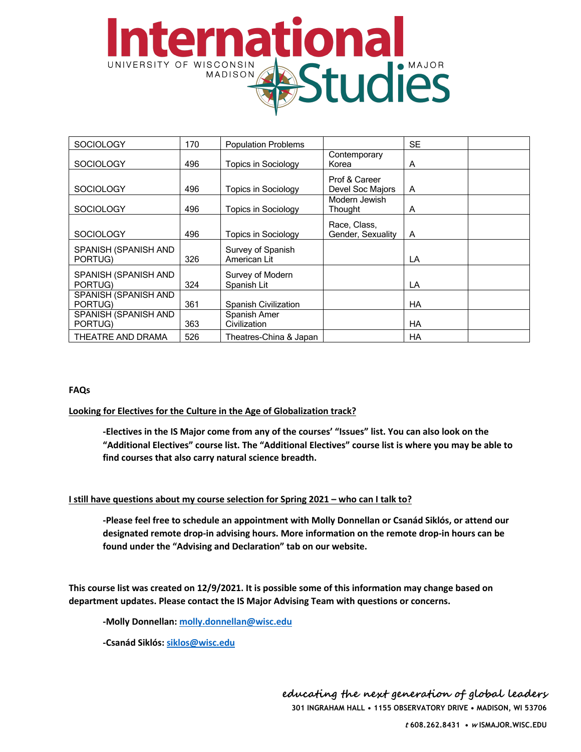| | | | | | |
|---|---|---|---|---|---|
| SOCIOLOGY | 170 | Population Problems | | SE | |
| SOCIOLOGY | 496 | Topics in Sociology | Contemporary Korea | A | |
| SOCIOLOGY | 496 | Topics in Sociology | Prof & Career Devel Soc Majors | A | |
| SOCIOLOGY | 496 | Topics in Sociology | Modern Jewish Thought | A | |
| SOCIOLOGY | 496 | Topics in Sociology | Race, Class, Gender, Sexuality | A | |
| SPANISH (SPANISH AND PORTUG) | 326 | Survey of Spanish American Lit | | LA | |
| SPANISH (SPANISH AND PORTUG) | 324 | Survey of Modern Spanish Lit | | LA | |
| SPANISH (SPANISH AND PORTUG) | 361 | Spanish Civilization | | HA | |
| SPANISH (SPANISH AND PORTUG) | 363 | Spanish Amer Civilization | | HA | |
| THEATRE AND DRAMA | 526 | Theatres-China & Japan | | HA | |

**FAQs**

**Looking for Electives for the Culture in the Age of Globalization track?**

> **-Electives in the IS Major come from any of the courses' "Issues" list. You can also look on the "Additional Electives" course list. The "Additional Electives" course list is where you may be able to find courses that also carry natural science breadth.**

**I still have questions about my course selection for Spring 2021 – who can I talk to?**

> **-Please feel free to schedule an appointment with Molly Donnellan or Csanád Siklós, or attend our designated remote drop-in advising hours. More information on the remote drop-in hours can be found under the "Advising and Declaration" tab on our website.**

**This course list was created on 12/9/2021. It is possible some of this information may change based on department updates. Please contact the IS Major Advising Team with questions or concerns.**

> **-Molly Donnellan: molly.donnellan@wisc.edu**
>
> **-Csanád Siklós: siklos@wisc.edu**